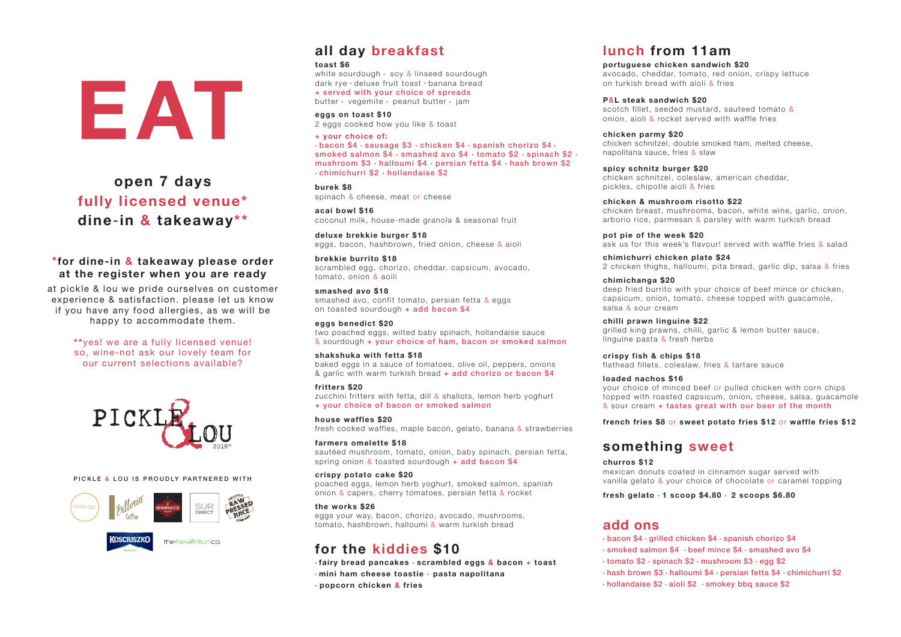# EAT

## open 7 days
## fully licensed venue*
## dine-in & takeaway**

**\*for dine-in & takeaway please order at the register when you are ready**

at pickle & lou we pride ourselves on customer experience & satisfaction. please let us know if you have any food allergies, as we will be happy to accommodate them.

**yes! we are a fully licensed venue! so, wine-not ask our lovely team for our current selections available?

PICKLE & LOU 2018©

PICKLE & LOU IS PROUDLY PARTNERED WITH

## all day breakfast

**toast $6**
white sourdough · soy & linseed sourdough
dark rye · deluxe fruit toast · banana bread
+ served with your choice of spreads
butter · vegemite · peanut butter · jam

**eggs on toast $10**
2 eggs cooked how you like & toast

+ your choice of:
· bacon $4 · sausage $3 · chicken $4 · spanish chorizo $4 · smoked salmon $4 · smashed avo $4 · tomato $2 · spinach $2 · mushroom $3 · halloumi $4 · persian fetta $4 · hash brown $2 · chimichurri $2 · hollandaise $2

**burek $8**
spinach & cheese, meat or cheese

**acai bowl $16**
coconut milk, house-made granola & seasonal fruit

**deluxe brekkie burger $18**
eggs, bacon, hashbrown, fried onion, cheese & aioli

**brekkie burrito $18**
scrambled egg, chorizo, cheddar, capsicum, avocado, tomato, onion & aoili

**smashed avo $18**
smashed avo, confit tomato, persian fetta & eggs on toasted sourdough + add bacon $4

**eggs benedict $20**
two poached eggs, wilted baby spinach, hollandaise sauce & sourdough + your choice of ham, bacon or smoked salmon

**shakshuka with fetta $18**
baked eggs in a sauce of tomatoes, olive oil, peppers, onions & garlic with warm turkish bread + add chorizo or bacon $4

**fritters $20**
zucchini fritters with fetta, dill & shallots, lemon herb yoghurt + your choice of bacon or smoked salmon

**house waffles $20**
fresh cooked waffles, maple bacon, gelato, banana & strawberries

**farmers omelette $18**
sautéed mushroom, tomato, onion, baby spinach, persian fetta, spring onion & toasted sourdough + add bacon $4

**crispy potato cake $20**
poached eggs, lemon herb yoghurt, smoked salmon, spanish onion & capers, cherry tomatoes, persian fetta & rocket

**the works $26**
eggs your way, bacon, chorizo, avocado, mushrooms, tomato, hashbrown, halloumi & warm turkish bread

## for the kiddies $10

- **fairy bread pancakes · scrambled eggs & bacon + toast**
- **mini ham cheese toastie · pasta napolitana**
- **popcorn chicken & fries**

## lunch from 11am

**portuguese chicken sandwich $20**
avocado, cheddar, tomato, red onion, crispy lettuce on turkish bread with aioli & fries

**P&L steak sandwich $20**
scotch fillet, seeded mustard, sauteed tomato & onion, aioli & rocket served with waffle fries

**chicken parmy $20**
chicken schnitzel, double smoked ham, melted cheese, napolitana sauce, fries & slaw

**spicy schnitz burger $20**
chicken schnitzel, coleslaw, american cheddar, pickles, chipotle aioli & fries

**chicken & mushroom risotto $22**
chicken breast, mushrooms, bacon, white wine, garlic, onion, arborio rice, parmesan & parsley with warm turkish bread

**pot pie of the week $20**
ask us for this week's flavour! served with waffle fries & salad

**chimichurri chicken plate $24**
2 chicken thighs, halloumi, pita bread, garlic dip, salsa & fries

**chimichanga $20**
deep fried burrito with your choice of beef mince or chicken, capsicum, onion, tomato, cheese topped with guacamole, salsa & sour cream

**chilli prawn linguine $22**
grilled king prawns, chilli, garlic & lemon butter sauce, linguine pasta & fresh herbs

**crispy fish & chips $18**
flathead fillets, coleslaw, fries & tartare sauce

**loaded nachos $16**
your choice of minced beef or pulled chicken with corn chips topped with roasted capsicum, onion, cheese, salsa, guacamole & sour cream + tastes great with our beer of the month

**french fries $8** or **sweet potato fries $12** or **waffle fries $12**

## something sweet

**churros $12**
mexican donuts coated in cinnamon sugar served with vanilla gelato & your choice of chocolate or caramel topping

**fresh gelato · 1 scoop $4.80 · 2 scoops $6.80**

## add ons

- bacon $4 · grilled chicken $4 · spanish chorizo $4
- smoked salmon $4 · beef mince $4 · smashed avo $4
- tomato $2 · spinach $2 · mushroom $3 · egg $2
- hash brown $3 · halloumi $4 · persian fetta $4 · chimichurri $2
- hollandaise $2 · aioli $2 · smokey bbq sauce $2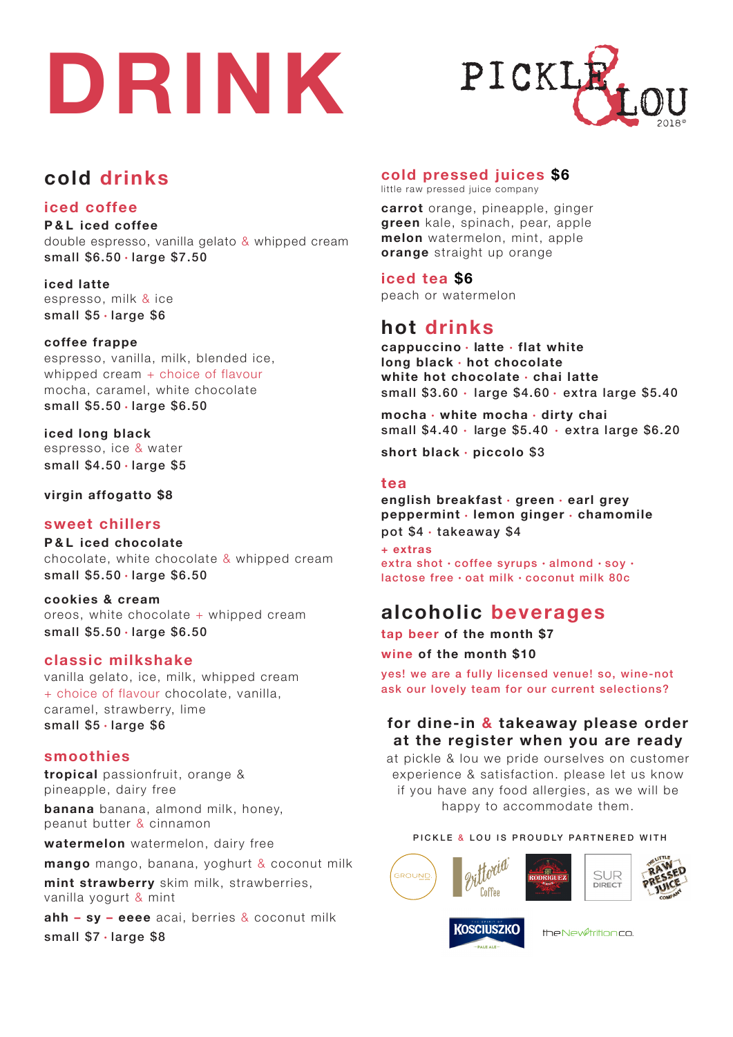# DRINK

PICKLE & LOU 2018®

## cold drinks

### iced coffee

**P&L iced coffee**
double espresso, vanilla gelato & whipped cream
**small $6.50 · large $7.50**

**iced latte**
espresso, milk & ice
**small $5 · large $6**

**coffee frappe**
espresso, vanilla, milk, blended ice, whipped cream + choice of flavour
mocha, caramel, white chocolate
**small $5.50 · large $6.50**

**iced long black**
espresso, ice & water
**small $4.50 · large $5**

**virgin affogatto $8**

### sweet chillers

**P&L iced chocolate**
chocolate, white chocolate & whipped cream
**small $5.50 · large $6.50**

**cookies & cream**
oreos, white chocolate + whipped cream
**small $5.50 · large $6.50**

### classic milkshake

vanilla gelato, ice, milk, whipped cream
+ choice of flavour chocolate, vanilla, caramel, strawberry, lime
**small $5 · large $6**

### smoothies

**tropical** passionfruit, orange & pineapple, dairy free

**banana** banana, almond milk, honey, peanut butter & cinnamon

**watermelon** watermelon, dairy free

**mango** mango, banana, yoghurt & coconut milk

**mint strawberry** skim milk, strawberries, vanilla yogurt & mint

**ahh – sy – eeee** acai, berries & coconut milk

**small $7 · large $8**

### cold pressed juices $6

little raw pressed juice company

**carrot** orange, pineapple, ginger
**green** kale, spinach, pear, apple
**melon** watermelon, mint, apple
**orange** straight up orange

### iced tea $6

peach or watermelon

## hot drinks

**cappuccino · latte · flat white**
**long black · hot chocolate**
**white hot chocolate · chai latte**
**small $3.60 · large $4.60 · extra large $5.40**

**mocha · white mocha · dirty chai**
**small $4.40 · large $5.40 · extra large $6.20**

**short black · piccolo $3**

### tea

**english breakfast · green · earl grey**
**peppermint · lemon ginger · chamomile**
**pot $4 · takeaway $4**

+ extras
extra shot · coffee syrups · almond · soy · lactose free · oat milk · coconut milk 80c

## alcoholic beverages

**tap beer of the month $7**

**wine of the month $10**

yes! we are a fully licensed venue! so, wine-not ask our lovely team for our current selections?

**for dine-in & takeaway please order at the register when you are ready**

at pickle & lou we pride ourselves on customer experience & satisfaction. please let us know if you have any food allergies, as we will be happy to accommodate them.

PICKLE & LOU IS PROUDLY PARTNERED WITH

GROUND. · Vittoria Coffee · Rodriguez · SUR DIRECT · The Little Raw Pressed Juice Company · Kosciuszko Pale Ale · theNewtritionco.